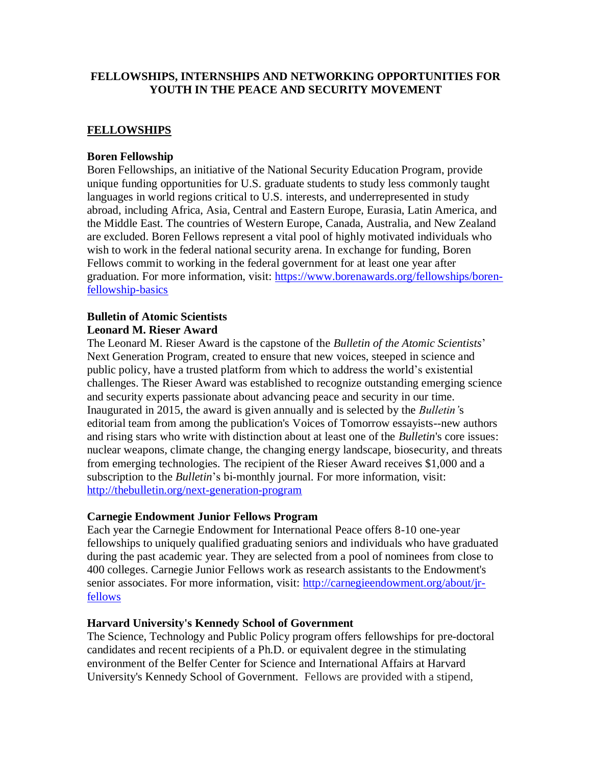**FELLOWSHIPS, INTERNSHIPS AND NETWORKING OPPORTUNITIES FOR YOUTH IN THE PEACE AND SECURITY MOVEMENT**

## FELLOWSHIPS

### Boren Fellowship

Boren Fellowships, an initiative of the National Security Education Program, provide unique funding opportunities for U.S. graduate students to study less commonly taught languages in world regions critical to U.S. interests, and underrepresented in study abroad, including Africa, Asia, Central and Eastern Europe, Eurasia, Latin America, and the Middle East. The countries of Western Europe, Canada, Australia, and New Zealand are excluded. Boren Fellows represent a vital pool of highly motivated individuals who wish to work in the federal national security arena. In exchange for funding, Boren Fellows commit to working in the federal government for at least one year after graduation. For more information, visit: [https://www.borenawards.org/fellowships/boren-fellowship-basics](https://www.borenawards.org/fellowships/boren-fellowship-basics)

### Bulletin of Atomic Scientists
### Leonard M. Rieser Award

The Leonard M. Rieser Award is the capstone of the *Bulletin of the Atomic Scientists*' Next Generation Program, created to ensure that new voices, steeped in science and public policy, have a trusted platform from which to address the world's existential challenges. The Rieser Award was established to recognize outstanding emerging science and security experts passionate about advancing peace and security in our time. Inaugurated in 2015, the award is given annually and is selected by the *Bulletin's* editorial team from among the publication's Voices of Tomorrow essayists--new authors and rising stars who write with distinction about at least one of the *Bulletin*'s core issues: nuclear weapons, climate change, the changing energy landscape, biosecurity, and threats from emerging technologies. The recipient of the Rieser Award receives $1,000 and a subscription to the *Bulletin*'s bi-monthly journal. For more information, visit: [http://thebulletin.org/next-generation-program](http://thebulletin.org/next-generation-program)

### Carnegie Endowment Junior Fellows Program

Each year the Carnegie Endowment for International Peace offers 8-10 one-year fellowships to uniquely qualified graduating seniors and individuals who have graduated during the past academic year. They are selected from a pool of nominees from close to 400 colleges. Carnegie Junior Fellows work as research assistants to the Endowment's senior associates. For more information, visit: [http://carnegieendowment.org/about/jr-fellows](http://carnegieendowment.org/about/jr-fellows)

### Harvard University's Kennedy School of Government

The Science, Technology and Public Policy program offers fellowships for pre-doctoral candidates and recent recipients of a Ph.D. or equivalent degree in the stimulating environment of the Belfer Center for Science and International Affairs at Harvard University's Kennedy School of Government. Fellows are provided with a stipend,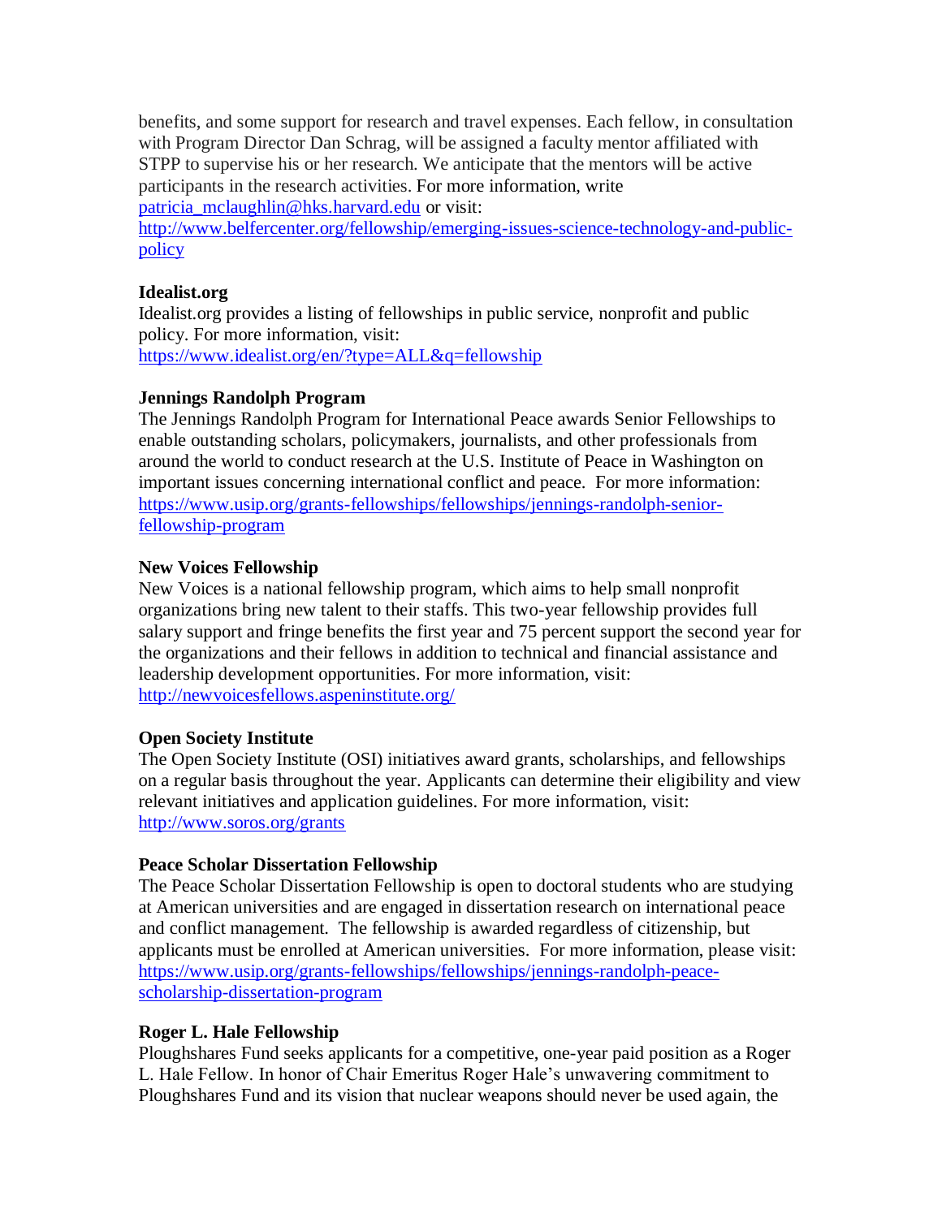benefits, and some support for research and travel expenses. Each fellow, in consultation with Program Director Dan Schrag, will be assigned a faculty mentor affiliated with STPP to supervise his or her research. We anticipate that the mentors will be active participants in the research activities. For more information, write patricia_mclaughlin@hks.harvard.edu or visit: http://www.belfercenter.org/fellowship/emerging-issues-science-technology-and-public-policy

**Idealist.org**
Idealist.org provides a listing of fellowships in public service, nonprofit and public policy. For more information, visit:
https://www.idealist.org/en/?type=ALL&q=fellowship

**Jennings Randolph Program**
The Jennings Randolph Program for International Peace awards Senior Fellowships to enable outstanding scholars, policymakers, journalists, and other professionals from around the world to conduct research at the U.S. Institute of Peace in Washington on important issues concerning international conflict and peace. For more information: https://www.usip.org/grants-fellowships/fellowships/jennings-randolph-senior-fellowship-program

**New Voices Fellowship**
New Voices is a national fellowship program, which aims to help small nonprofit organizations bring new talent to their staffs. This two-year fellowship provides full salary support and fringe benefits the first year and 75 percent support the second year for the organizations and their fellows in addition to technical and financial assistance and leadership development opportunities. For more information, visit:
http://newvoicesfellows.aspeninstitute.org/

**Open Society Institute**
The Open Society Institute (OSI) initiatives award grants, scholarships, and fellowships on a regular basis throughout the year. Applicants can determine their eligibility and view relevant initiatives and application guidelines. For more information, visit:
http://www.soros.org/grants

**Peace Scholar Dissertation Fellowship**
The Peace Scholar Dissertation Fellowship is open to doctoral students who are studying at American universities and are engaged in dissertation research on international peace and conflict management. The fellowship is awarded regardless of citizenship, but applicants must be enrolled at American universities. For more information, please visit: https://www.usip.org/grants-fellowships/fellowships/jennings-randolph-peace-scholarship-dissertation-program

**Roger L. Hale Fellowship**
Ploughshares Fund seeks applicants for a competitive, one-year paid position as a Roger L. Hale Fellow. In honor of Chair Emeritus Roger Hale's unwavering commitment to Ploughshares Fund and its vision that nuclear weapons should never be used again, the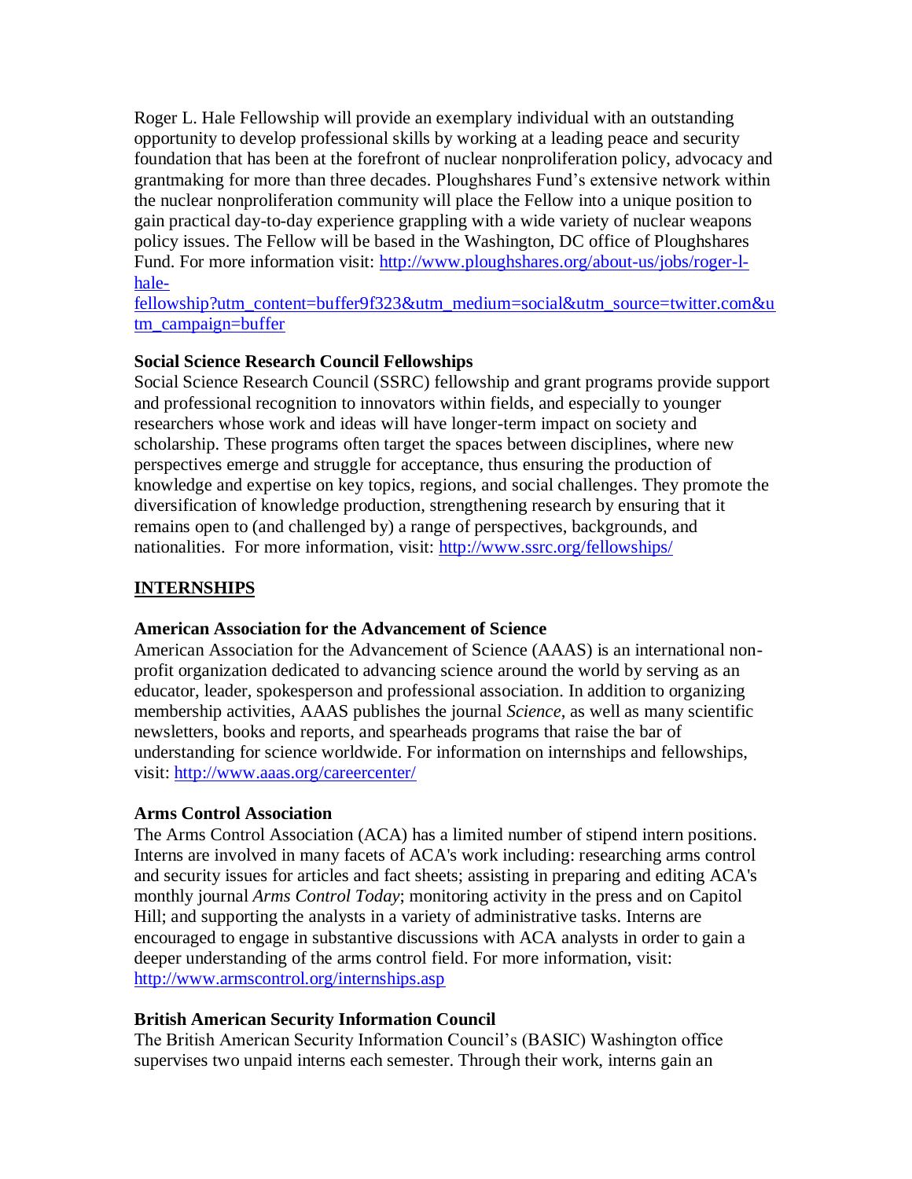Roger L. Hale Fellowship will provide an exemplary individual with an outstanding opportunity to develop professional skills by working at a leading peace and security foundation that has been at the forefront of nuclear nonproliferation policy, advocacy and grantmaking for more than three decades. Ploughshares Fund's extensive network within the nuclear nonproliferation community will place the Fellow into a unique position to gain practical day-to-day experience grappling with a wide variety of nuclear weapons policy issues. The Fellow will be based in the Washington, DC office of Ploughshares Fund. For more information visit: http://www.ploughshares.org/about-us/jobs/roger-l-hale-fellowship?utm_content=buffer9f323&utm_medium=social&utm_source=twitter.com&utm_campaign=buffer

**Social Science Research Council Fellowships**
Social Science Research Council (SSRC) fellowship and grant programs provide support and professional recognition to innovators within fields, and especially to younger researchers whose work and ideas will have longer-term impact on society and scholarship. These programs often target the spaces between disciplines, where new perspectives emerge and struggle for acceptance, thus ensuring the production of knowledge and expertise on key topics, regions, and social challenges. They promote the diversification of knowledge production, strengthening research by ensuring that it remains open to (and challenged by) a range of perspectives, backgrounds, and nationalities. For more information, visit: http://www.ssrc.org/fellowships/

## INTERNSHIPS

**American Association for the Advancement of Science**
American Association for the Advancement of Science (AAAS) is an international non-profit organization dedicated to advancing science around the world by serving as an educator, leader, spokesperson and professional association. In addition to organizing membership activities, AAAS publishes the journal *Science*, as well as many scientific newsletters, books and reports, and spearheads programs that raise the bar of understanding for science worldwide. For information on internships and fellowships, visit: http://www.aaas.org/careercenter/

**Arms Control Association**
The Arms Control Association (ACA) has a limited number of stipend intern positions. Interns are involved in many facets of ACA's work including: researching arms control and security issues for articles and fact sheets; assisting in preparing and editing ACA's monthly journal *Arms Control Today*; monitoring activity in the press and on Capitol Hill; and supporting the analysts in a variety of administrative tasks. Interns are encouraged to engage in substantive discussions with ACA analysts in order to gain a deeper understanding of the arms control field. For more information, visit: http://www.armscontrol.org/internships.asp

**British American Security Information Council**
The British American Security Information Council's (BASIC) Washington office supervises two unpaid interns each semester. Through their work, interns gain an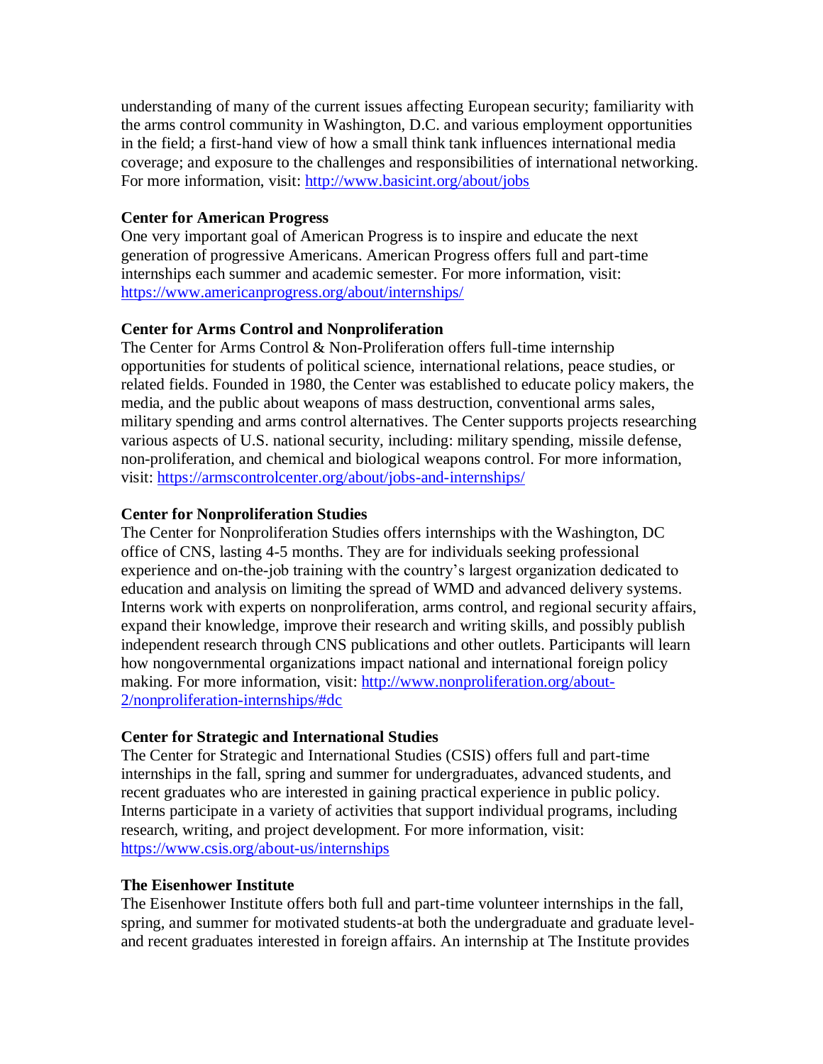understanding of many of the current issues affecting European security; familiarity with the arms control community in Washington, D.C. and various employment opportunities in the field; a first-hand view of how a small think tank influences international media coverage; and exposure to the challenges and responsibilities of international networking. For more information, visit: http://www.basicint.org/about/jobs

**Center for American Progress**
One very important goal of American Progress is to inspire and educate the next generation of progressive Americans. American Progress offers full and part-time internships each summer and academic semester. For more information, visit: https://www.americanprogress.org/about/internships/

**Center for Arms Control and Nonproliferation**
The Center for Arms Control & Non-Proliferation offers full-time internship opportunities for students of political science, international relations, peace studies, or related fields. Founded in 1980, the Center was established to educate policy makers, the media, and the public about weapons of mass destruction, conventional arms sales, military spending and arms control alternatives. The Center supports projects researching various aspects of U.S. national security, including: military spending, missile defense, non-proliferation, and chemical and biological weapons control. For more information, visit: https://armscontrolcenter.org/about/jobs-and-internships/

**Center for Nonproliferation Studies**
The Center for Nonproliferation Studies offers internships with the Washington, DC office of CNS, lasting 4-5 months. They are for individuals seeking professional experience and on-the-job training with the country's largest organization dedicated to education and analysis on limiting the spread of WMD and advanced delivery systems. Interns work with experts on nonproliferation, arms control, and regional security affairs, expand their knowledge, improve their research and writing skills, and possibly publish independent research through CNS publications and other outlets. Participants will learn how nongovernmental organizations impact national and international foreign policy making. For more information, visit: http://www.nonproliferation.org/about-2/nonproliferation-internships/#dc

**Center for Strategic and International Studies**
The Center for Strategic and International Studies (CSIS) offers full and part-time internships in the fall, spring and summer for undergraduates, advanced students, and recent graduates who are interested in gaining practical experience in public policy. Interns participate in a variety of activities that support individual programs, including research, writing, and project development. For more information, visit: https://www.csis.org/about-us/internships

**The Eisenhower Institute**
The Eisenhower Institute offers both full and part-time volunteer internships in the fall, spring, and summer for motivated students-at both the undergraduate and graduate level-and recent graduates interested in foreign affairs. An internship at The Institute provides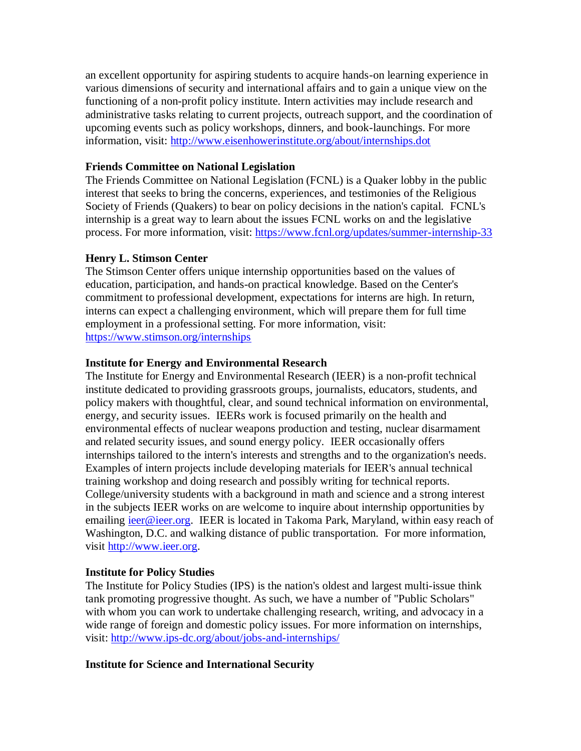an excellent opportunity for aspiring students to acquire hands-on learning experience in various dimensions of security and international affairs and to gain a unique view on the functioning of a non-profit policy institute. Intern activities may include research and administrative tasks relating to current projects, outreach support, and the coordination of upcoming events such as policy workshops, dinners, and book-launchings. For more information, visit: http://www.eisenhowerinstitute.org/about/internships.dot

**Friends Committee on National Legislation**
The Friends Committee on National Legislation (FCNL) is a Quaker lobby in the public interest that seeks to bring the concerns, experiences, and testimonies of the Religious Society of Friends (Quakers) to bear on policy decisions in the nation's capital. FCNL's internship is a great way to learn about the issues FCNL works on and the legislative process. For more information, visit: https://www.fcnl.org/updates/summer-internship-33

**Henry L. Stimson Center**
The Stimson Center offers unique internship opportunities based on the values of education, participation, and hands-on practical knowledge. Based on the Center's commitment to professional development, expectations for interns are high. In return, interns can expect a challenging environment, which will prepare them for full time employment in a professional setting. For more information, visit: https://www.stimson.org/internships

**Institute for Energy and Environmental Research**
The Institute for Energy and Environmental Research (IEER) is a non-profit technical institute dedicated to providing grassroots groups, journalists, educators, students, and policy makers with thoughtful, clear, and sound technical information on environmental, energy, and security issues. IEERs work is focused primarily on the health and environmental effects of nuclear weapons production and testing, nuclear disarmament and related security issues, and sound energy policy. IEER occasionally offers internships tailored to the intern's interests and strengths and to the organization's needs. Examples of intern projects include developing materials for IEER's annual technical training workshop and doing research and possibly writing for technical reports. College/university students with a background in math and science and a strong interest in the subjects IEER works on are welcome to inquire about internship opportunities by emailing ieer@ieer.org. IEER is located in Takoma Park, Maryland, within easy reach of Washington, D.C. and walking distance of public transportation. For more information, visit http://www.ieer.org.

**Institute for Policy Studies**
The Institute for Policy Studies (IPS) is the nation's oldest and largest multi-issue think tank promoting progressive thought. As such, we have a number of "Public Scholars" with whom you can work to undertake challenging research, writing, and advocacy in a wide range of foreign and domestic policy issues. For more information on internships, visit: http://www.ips-dc.org/about/jobs-and-internships/

**Institute for Science and International Security**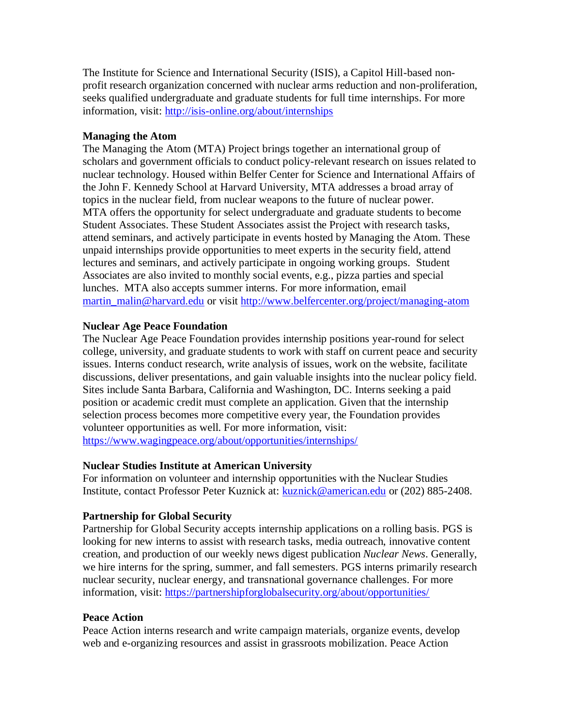The Institute for Science and International Security (ISIS), a Capitol Hill-based non-profit research organization concerned with nuclear arms reduction and non-proliferation, seeks qualified undergraduate and graduate students for full time internships. For more information, visit: http://isis-online.org/about/internships

**Managing the Atom**

The Managing the Atom (MTA) Project brings together an international group of scholars and government officials to conduct policy-relevant research on issues related to nuclear technology. Housed within Belfer Center for Science and International Affairs of the John F. Kennedy School at Harvard University, MTA addresses a broad array of topics in the nuclear field, from nuclear weapons to the future of nuclear power.
MTA offers the opportunity for select undergraduate and graduate students to become Student Associates. These Student Associates assist the Project with research tasks, attend seminars, and actively participate in events hosted by Managing the Atom. These unpaid internships provide opportunities to meet experts in the security field, attend lectures and seminars, and actively participate in ongoing working groups. Student Associates are also invited to monthly social events, e.g., pizza parties and special lunches. MTA also accepts summer interns. For more information, email martin_malin@harvard.edu or visit http://www.belfercenter.org/project/managing-atom

**Nuclear Age Peace Foundation**

The Nuclear Age Peace Foundation provides internship positions year-round for select college, university, and graduate students to work with staff on current peace and security issues. Interns conduct research, write analysis of issues, work on the website, facilitate discussions, deliver presentations, and gain valuable insights into the nuclear policy field. Sites include Santa Barbara, California and Washington, DC. Interns seeking a paid position or academic credit must complete an application. Given that the internship selection process becomes more competitive every year, the Foundation provides volunteer opportunities as well. For more information, visit: https://www.wagingpeace.org/about/opportunities/internships/

**Nuclear Studies Institute at American University**

For information on volunteer and internship opportunities with the Nuclear Studies Institute, contact Professor Peter Kuznick at: kuznick@american.edu or (202) 885-2408.

**Partnership for Global Security**

Partnership for Global Security accepts internship applications on a rolling basis. PGS is looking for new interns to assist with research tasks, media outreach, innovative content creation, and production of our weekly news digest publication *Nuclear News*. Generally, we hire interns for the spring, summer, and fall semesters. PGS interns primarily research nuclear security, nuclear energy, and transnational governance challenges. For more information, visit: https://partnershipforglobalsecurity.org/about/opportunities/

**Peace Action**

Peace Action interns research and write campaign materials, organize events, develop web and e-organizing resources and assist in grassroots mobilization. Peace Action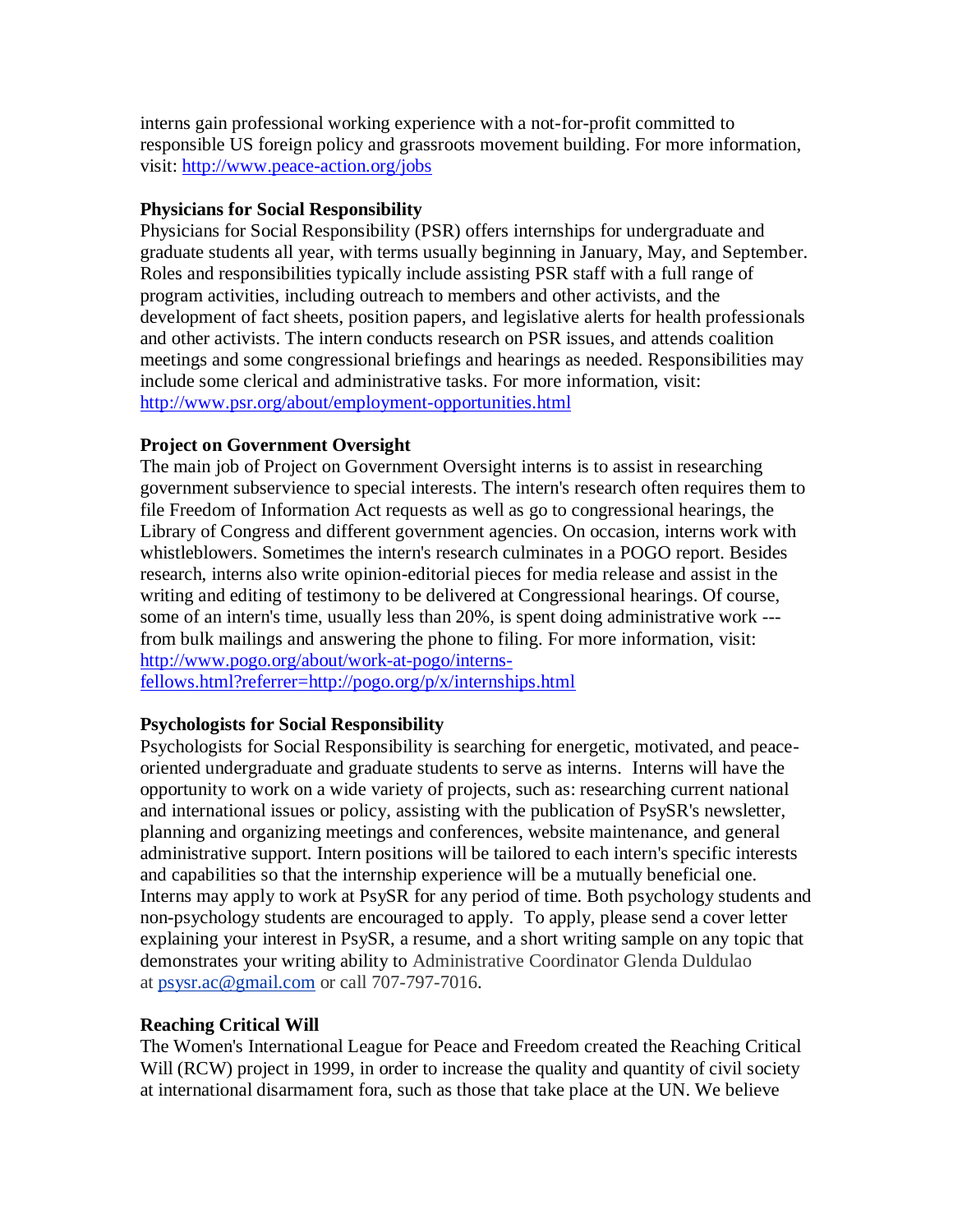interns gain professional working experience with a not-for-profit committed to responsible US foreign policy and grassroots movement building. For more information, visit: [http://www.peace-action.org/jobs](http://www.peace-action.org/jobs)

**Physicians for Social Responsibility**

Physicians for Social Responsibility (PSR) offers internships for undergraduate and graduate students all year, with terms usually beginning in January, May, and September. Roles and responsibilities typically include assisting PSR staff with a full range of program activities, including outreach to members and other activists, and the development of fact sheets, position papers, and legislative alerts for health professionals and other activists. The intern conducts research on PSR issues, and attends coalition meetings and some congressional briefings and hearings as needed. Responsibilities may include some clerical and administrative tasks. For more information, visit: [http://www.psr.org/about/employment-opportunities.html](http://www.psr.org/about/employment-opportunities.html)

**Project on Government Oversight**

The main job of Project on Government Oversight interns is to assist in researching government subservience to special interests. The intern's research often requires them to file Freedom of Information Act requests as well as go to congressional hearings, the Library of Congress and different government agencies. On occasion, interns work with whistleblowers. Sometimes the intern's research culminates in a POGO report. Besides research, interns also write opinion-editorial pieces for media release and assist in the writing and editing of testimony to be delivered at Congressional hearings. Of course, some of an intern's time, usually less than 20%, is spent doing administrative work --- from bulk mailings and answering the phone to filing. For more information, visit: [http://www.pogo.org/about/work-at-pogo/interns-fellows.html?referrer=http://pogo.org/p/x/internships.html](http://www.pogo.org/about/work-at-pogo/interns-fellows.html?referrer=http://pogo.org/p/x/internships.html)

**Psychologists for Social Responsibility**

Psychologists for Social Responsibility is searching for energetic, motivated, and peace-oriented undergraduate and graduate students to serve as interns. Interns will have the opportunity to work on a wide variety of projects, such as: researching current national and international issues or policy, assisting with the publication of PsySR's newsletter, planning and organizing meetings and conferences, website maintenance, and general administrative support. Intern positions will be tailored to each intern's specific interests and capabilities so that the internship experience will be a mutually beneficial one. Interns may apply to work at PsySR for any period of time. Both psychology students and non-psychology students are encouraged to apply. To apply, please send a cover letter explaining your interest in PsySR, a resume, and a short writing sample on any topic that demonstrates your writing ability to Administrative Coordinator Glenda Duldulao at [psysr.ac@gmail.com](mailto:psysr.ac@gmail.com) or call 707-797-7016.

**Reaching Critical Will**

The Women's International League for Peace and Freedom created the Reaching Critical Will (RCW) project in 1999, in order to increase the quality and quantity of civil society at international disarmament fora, such as those that take place at the UN. We believe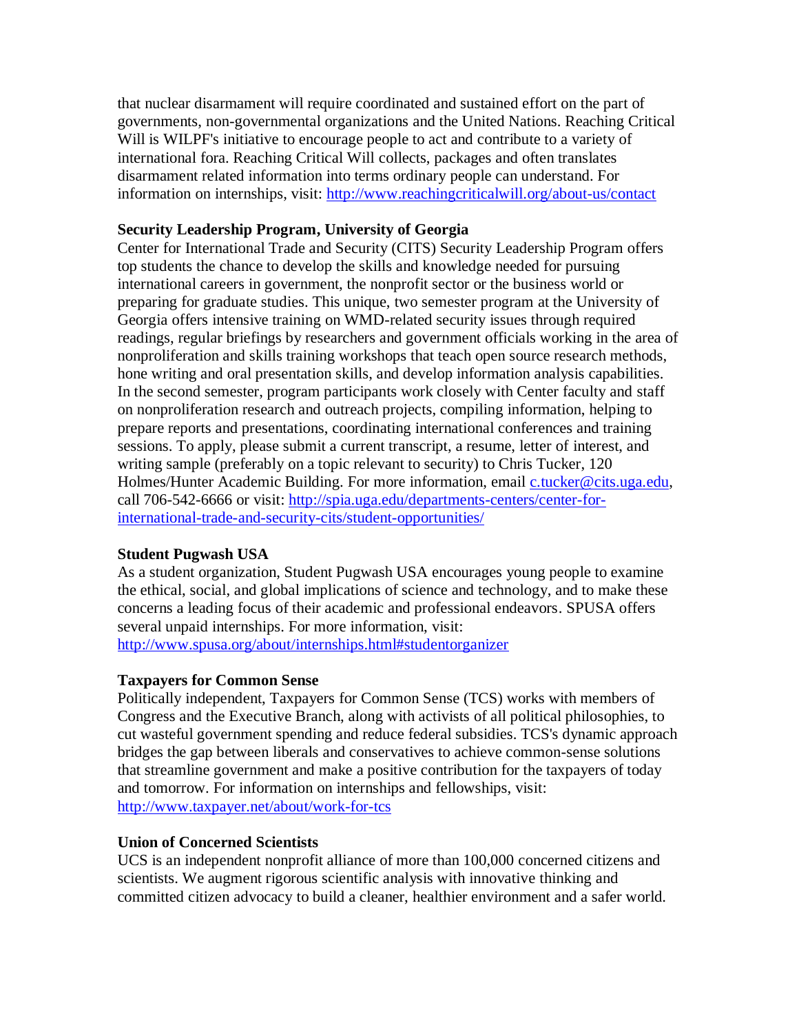that nuclear disarmament will require coordinated and sustained effort on the part of governments, non-governmental organizations and the United Nations. Reaching Critical Will is WILPF's initiative to encourage people to act and contribute to a variety of international fora. Reaching Critical Will collects, packages and often translates disarmament related information into terms ordinary people can understand. For information on internships, visit: http://www.reachingcriticalwill.org/about-us/contact

**Security Leadership Program, University of Georgia**

Center for International Trade and Security (CITS) Security Leadership Program offers top students the chance to develop the skills and knowledge needed for pursuing international careers in government, the nonprofit sector or the business world or preparing for graduate studies. This unique, two semester program at the University of Georgia offers intensive training on WMD-related security issues through required readings, regular briefings by researchers and government officials working in the area of nonproliferation and skills training workshops that teach open source research methods, hone writing and oral presentation skills, and develop information analysis capabilities. In the second semester, program participants work closely with Center faculty and staff on nonproliferation research and outreach projects, compiling information, helping to prepare reports and presentations, coordinating international conferences and training sessions. To apply, please submit a current transcript, a resume, letter of interest, and writing sample (preferably on a topic relevant to security) to Chris Tucker, 120 Holmes/Hunter Academic Building. For more information, email c.tucker@cits.uga.edu, call 706-542-6666 or visit: http://spia.uga.edu/departments-centers/center-for-international-trade-and-security-cits/student-opportunities/

**Student Pugwash USA**

As a student organization, Student Pugwash USA encourages young people to examine the ethical, social, and global implications of science and technology, and to make these concerns a leading focus of their academic and professional endeavors. SPUSA offers several unpaid internships. For more information, visit: http://www.spusa.org/about/internships.html#studentorganizer

**Taxpayers for Common Sense**

Politically independent, Taxpayers for Common Sense (TCS) works with members of Congress and the Executive Branch, along with activists of all political philosophies, to cut wasteful government spending and reduce federal subsidies. TCS's dynamic approach bridges the gap between liberals and conservatives to achieve common-sense solutions that streamline government and make a positive contribution for the taxpayers of today and tomorrow. For information on internships and fellowships, visit: http://www.taxpayer.net/about/work-for-tcs

**Union of Concerned Scientists**

UCS is an independent nonprofit alliance of more than 100,000 concerned citizens and scientists. We augment rigorous scientific analysis with innovative thinking and committed citizen advocacy to build a cleaner, healthier environment and a safer world.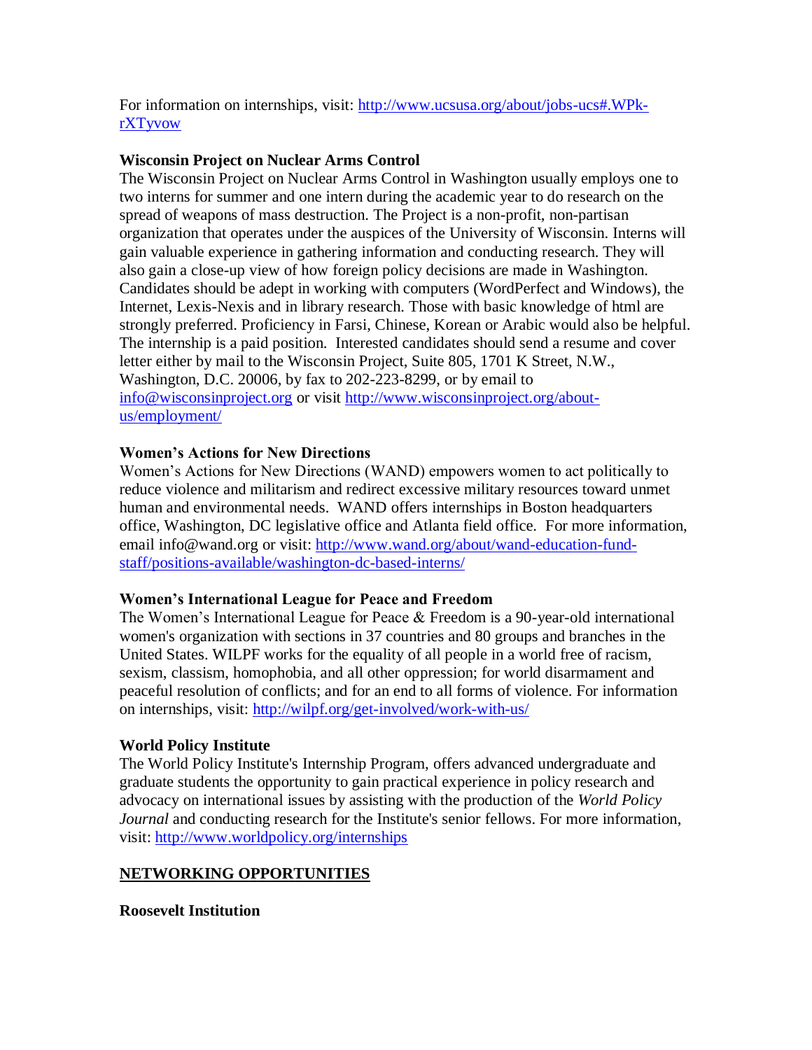For information on internships, visit: [http://www.ucsusa.org/about/jobs-ucs#.WPk-rXTyvow](http://www.ucsusa.org/about/jobs-ucs#.WPk-rXTyvow)

**Wisconsin Project on Nuclear Arms Control**

The Wisconsin Project on Nuclear Arms Control in Washington usually employs one to two interns for summer and one intern during the academic year to do research on the spread of weapons of mass destruction. The Project is a non-profit, non-partisan organization that operates under the auspices of the University of Wisconsin. Interns will gain valuable experience in gathering information and conducting research. They will also gain a close-up view of how foreign policy decisions are made in Washington. Candidates should be adept in working with computers (WordPerfect and Windows), the Internet, Lexis-Nexis and in library research. Those with basic knowledge of html are strongly preferred. Proficiency in Farsi, Chinese, Korean or Arabic would also be helpful. The internship is a paid position. Interested candidates should send a resume and cover letter either by mail to the Wisconsin Project, Suite 805, 1701 K Street, N.W., Washington, D.C. 20006, by fax to 202-223-8299, or by email to [info@wisconsinproject.org](mailto:info@wisconsinproject.org) or visit [http://www.wisconsinproject.org/about-us/employment/](http://www.wisconsinproject.org/about-us/employment/)

**Women's Actions for New Directions**

Women's Actions for New Directions (WAND) empowers women to act politically to reduce violence and militarism and redirect excessive military resources toward unmet human and environmental needs. WAND offers internships in Boston headquarters office, Washington, DC legislative office and Atlanta field office. For more information, email info@wand.org or visit: [http://www.wand.org/about/wand-education-fund-staff/positions-available/washington-dc-based-interns/](http://www.wand.org/about/wand-education-fund-staff/positions-available/washington-dc-based-interns/)

**Women's International League for Peace and Freedom**

The Women's International League for Peace & Freedom is a 90-year-old international women's organization with sections in 37 countries and 80 groups and branches in the United States. WILPF works for the equality of all people in a world free of racism, sexism, classism, homophobia, and all other oppression; for world disarmament and peaceful resolution of conflicts; and for an end to all forms of violence. For information on internships, visit: [http://wilpf.org/get-involved/work-with-us/](http://wilpf.org/get-involved/work-with-us/)

**World Policy Institute**

The World Policy Institute's Internship Program, offers advanced undergraduate and graduate students the opportunity to gain practical experience in policy research and advocacy on international issues by assisting with the production of the *World Policy Journal* and conducting research for the Institute's senior fellows. For more information, visit: [http://www.worldpolicy.org/internships](http://www.worldpolicy.org/internships)

## NETWORKING OPPORTUNITIES

**Roosevelt Institution**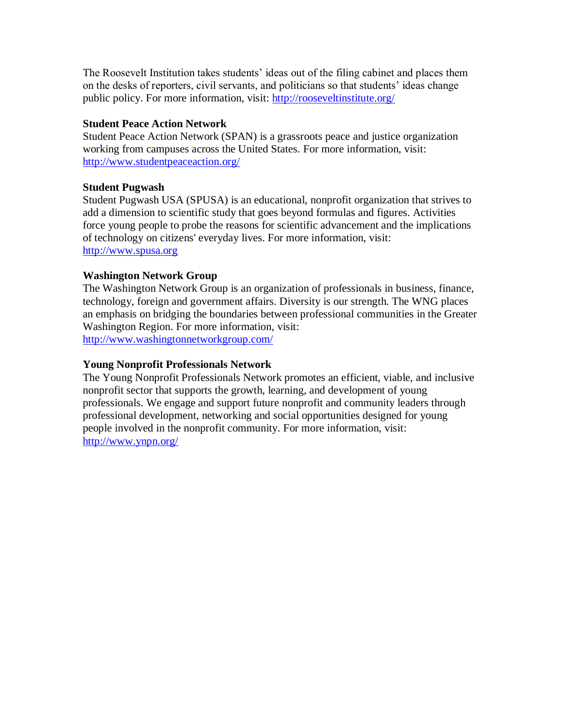The Roosevelt Institution takes students' ideas out of the filing cabinet and places them on the desks of reporters, civil servants, and politicians so that students' ideas change public policy. For more information, visit: http://rooseveltinstitute.org/

**Student Peace Action Network**
Student Peace Action Network (SPAN) is a grassroots peace and justice organization working from campuses across the United States. For more information, visit: http://www.studentpeaceaction.org/

**Student Pugwash**
Student Pugwash USA (SPUSA) is an educational, nonprofit organization that strives to add a dimension to scientific study that goes beyond formulas and figures. Activities force young people to probe the reasons for scientific advancement and the implications of technology on citizens' everyday lives. For more information, visit: http://www.spusa.org

**Washington Network Group**
The Washington Network Group is an organization of professionals in business, finance, technology, foreign and government affairs. Diversity is our strength. The WNG places an emphasis on bridging the boundaries between professional communities in the Greater Washington Region. For more information, visit: http://www.washingtonnetworkgroup.com/

**Young Nonprofit Professionals Network**
The Young Nonprofit Professionals Network promotes an efficient, viable, and inclusive nonprofit sector that supports the growth, learning, and development of young professionals. We engage and support future nonprofit and community leaders through professional development, networking and social opportunities designed for young people involved in the nonprofit community. For more information, visit: http://www.ynpn.org/